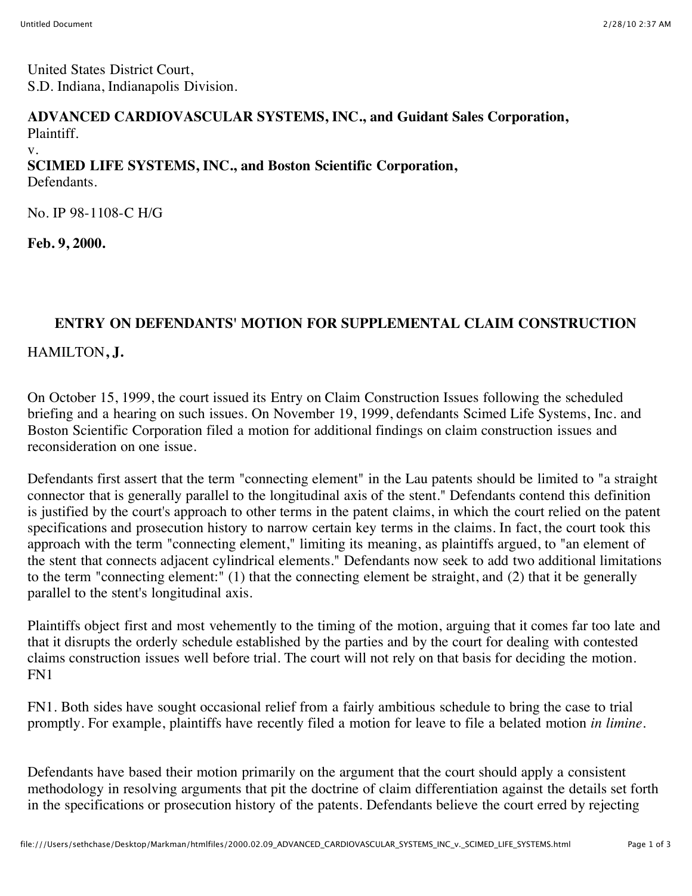United States District Court,
S.D. Indiana, Indianapolis Division.

**ADVANCED CARDIOVASCULAR SYSTEMS, INC., and Guidant Sales Corporation,**
Plaintiff.
v.
**SCIMED LIFE SYSTEMS, INC., and Boston Scientific Corporation,**
Defendants.

No. IP 98-1108-C H/G

**Feb. 9, 2000.**

**ENTRY ON DEFENDANTS' MOTION FOR SUPPLEMENTAL CLAIM CONSTRUCTION**

HAMILTON**, J.**

On October 15, 1999, the court issued its Entry on Claim Construction Issues following the scheduled briefing and a hearing on such issues. On November 19, 1999, defendants Scimed Life Systems, Inc. and Boston Scientific Corporation filed a motion for additional findings on claim construction issues and reconsideration on one issue.

Defendants first assert that the term "connecting element" in the Lau patents should be limited to "a straight connector that is generally parallel to the longitudinal axis of the stent." Defendants contend this definition is justified by the court's approach to other terms in the patent claims, in which the court relied on the patent specifications and prosecution history to narrow certain key terms in the claims. In fact, the court took this approach with the term "connecting element," limiting its meaning, as plaintiffs argued, to "an element of the stent that connects adjacent cylindrical elements." Defendants now seek to add two additional limitations to the term "connecting element:" (1) that the connecting element be straight, and (2) that it be generally parallel to the stent's longitudinal axis.

Plaintiffs object first and most vehemently to the timing of the motion, arguing that it comes far too late and that it disrupts the orderly schedule established by the parties and by the court for dealing with contested claims construction issues well before trial. The court will not rely on that basis for deciding the motion. FN1

FN1. Both sides have sought occasional relief from a fairly ambitious schedule to bring the case to trial promptly. For example, plaintiffs have recently filed a motion for leave to file a belated motion *in limine*.

Defendants have based their motion primarily on the argument that the court should apply a consistent methodology in resolving arguments that pit the doctrine of claim differentiation against the details set forth in the specifications or prosecution history of the patents. Defendants believe the court erred by rejecting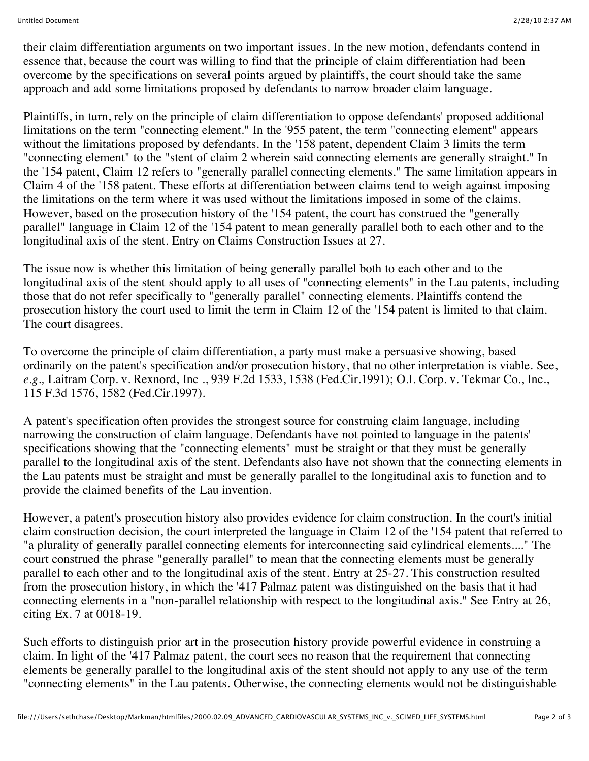their claim differentiation arguments on two important issues. In the new motion, defendants contend in essence that, because the court was willing to find that the principle of claim differentiation had been overcome by the specifications on several points argued by plaintiffs, the court should take the same approach and add some limitations proposed by defendants to narrow broader claim language.

Plaintiffs, in turn, rely on the principle of claim differentiation to oppose defendants' proposed additional limitations on the term "connecting element." In the '955 patent, the term "connecting element" appears without the limitations proposed by defendants. In the '158 patent, dependent Claim 3 limits the term "connecting element" to the "stent of claim 2 wherein said connecting elements are generally straight." In the '154 patent, Claim 12 refers to "generally parallel connecting elements." The same limitation appears in Claim 4 of the '158 patent. These efforts at differentiation between claims tend to weigh against imposing the limitations on the term where it was used without the limitations imposed in some of the claims. However, based on the prosecution history of the '154 patent, the court has construed the "generally parallel" language in Claim 12 of the '154 patent to mean generally parallel both to each other and to the longitudinal axis of the stent. Entry on Claims Construction Issues at 27.

The issue now is whether this limitation of being generally parallel both to each other and to the longitudinal axis of the stent should apply to all uses of "connecting elements" in the Lau patents, including those that do not refer specifically to "generally parallel" connecting elements. Plaintiffs contend the prosecution history the court used to limit the term in Claim 12 of the '154 patent is limited to that claim. The court disagrees.

To overcome the principle of claim differentiation, a party must make a persuasive showing, based ordinarily on the patent's specification and/or prosecution history, that no other interpretation is viable. See, *e.g.,* Laitram Corp. v. Rexnord, Inc ., 939 F.2d 1533, 1538 (Fed.Cir.1991); O.I. Corp. v. Tekmar Co., Inc., 115 F.3d 1576, 1582 (Fed.Cir.1997).

A patent's specification often provides the strongest source for construing claim language, including narrowing the construction of claim language. Defendants have not pointed to language in the patents' specifications showing that the "connecting elements" must be straight or that they must be generally parallel to the longitudinal axis of the stent. Defendants also have not shown that the connecting elements in the Lau patents must be straight and must be generally parallel to the longitudinal axis to function and to provide the claimed benefits of the Lau invention.

However, a patent's prosecution history also provides evidence for claim construction. In the court's initial claim construction decision, the court interpreted the language in Claim 12 of the '154 patent that referred to "a plurality of generally parallel connecting elements for interconnecting said cylindrical elements...." The court construed the phrase "generally parallel" to mean that the connecting elements must be generally parallel to each other and to the longitudinal axis of the stent. Entry at 25-27. This construction resulted from the prosecution history, in which the '417 Palmaz patent was distinguished on the basis that it had connecting elements in a "non-parallel relationship with respect to the longitudinal axis." See Entry at 26, citing Ex. 7 at 0018-19.

Such efforts to distinguish prior art in the prosecution history provide powerful evidence in construing a claim. In light of the '417 Palmaz patent, the court sees no reason that the requirement that connecting elements be generally parallel to the longitudinal axis of the stent should not apply to any use of the term "connecting elements" in the Lau patents. Otherwise, the connecting elements would not be distinguishable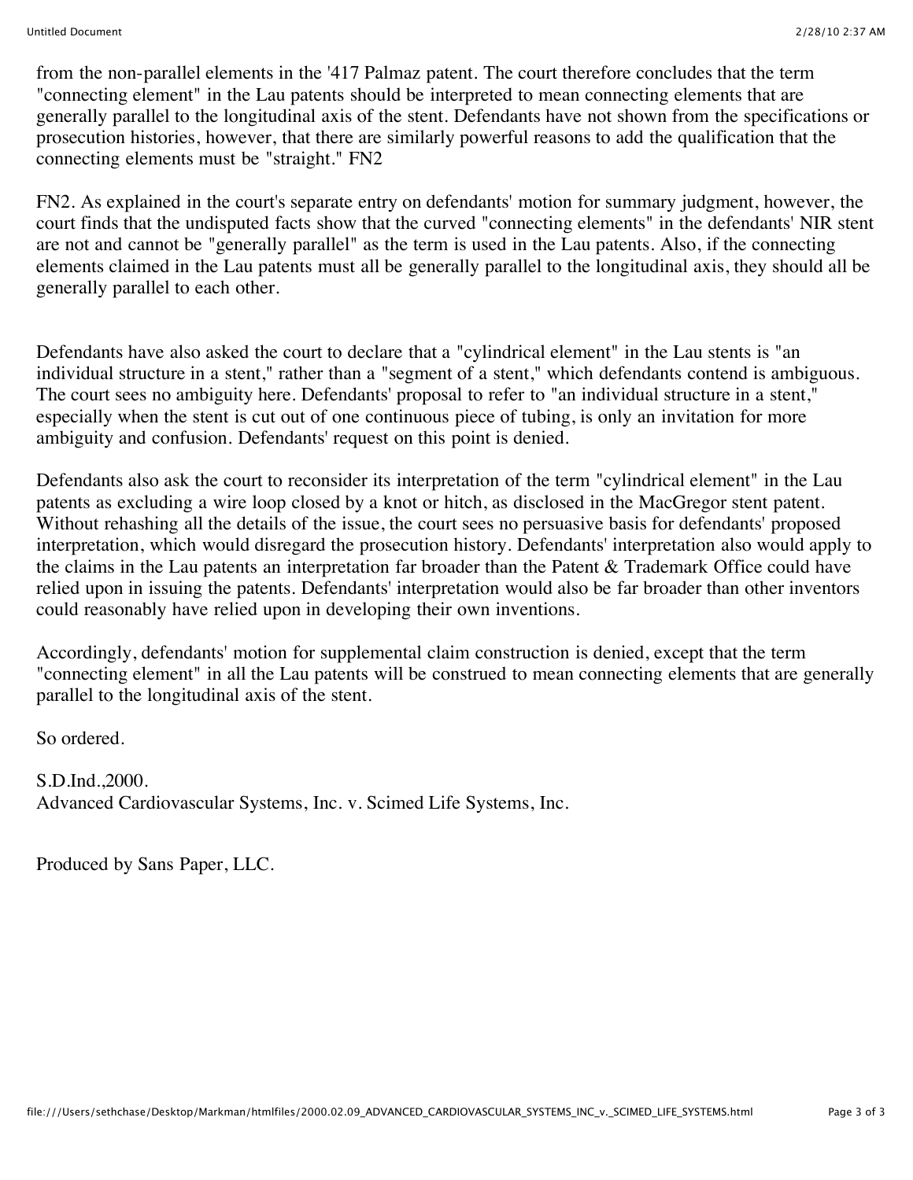from the non-parallel elements in the '417 Palmaz patent. The court therefore concludes that the term "connecting element" in the Lau patents should be interpreted to mean connecting elements that are generally parallel to the longitudinal axis of the stent. Defendants have not shown from the specifications or prosecution histories, however, that there are similarly powerful reasons to add the qualification that the connecting elements must be "straight." FN2

FN2. As explained in the court's separate entry on defendants' motion for summary judgment, however, the court finds that the undisputed facts show that the curved "connecting elements" in the defendants' NIR stent are not and cannot be "generally parallel" as the term is used in the Lau patents. Also, if the connecting elements claimed in the Lau patents must all be generally parallel to the longitudinal axis, they should all be generally parallel to each other.

Defendants have also asked the court to declare that a "cylindrical element" in the Lau stents is "an individual structure in a stent," rather than a "segment of a stent," which defendants contend is ambiguous. The court sees no ambiguity here. Defendants' proposal to refer to "an individual structure in a stent," especially when the stent is cut out of one continuous piece of tubing, is only an invitation for more ambiguity and confusion. Defendants' request on this point is denied.

Defendants also ask the court to reconsider its interpretation of the term "cylindrical element" in the Lau patents as excluding a wire loop closed by a knot or hitch, as disclosed in the MacGregor stent patent. Without rehashing all the details of the issue, the court sees no persuasive basis for defendants' proposed interpretation, which would disregard the prosecution history. Defendants' interpretation also would apply to the claims in the Lau patents an interpretation far broader than the Patent & Trademark Office could have relied upon in issuing the patents. Defendants' interpretation would also be far broader than other inventors could reasonably have relied upon in developing their own inventions.

Accordingly, defendants' motion for supplemental claim construction is denied, except that the term "connecting element" in all the Lau patents will be construed to mean connecting elements that are generally parallel to the longitudinal axis of the stent.

So ordered.

S.D.Ind.,2000.
Advanced Cardiovascular Systems, Inc. v. Scimed Life Systems, Inc.

Produced by Sans Paper, LLC.